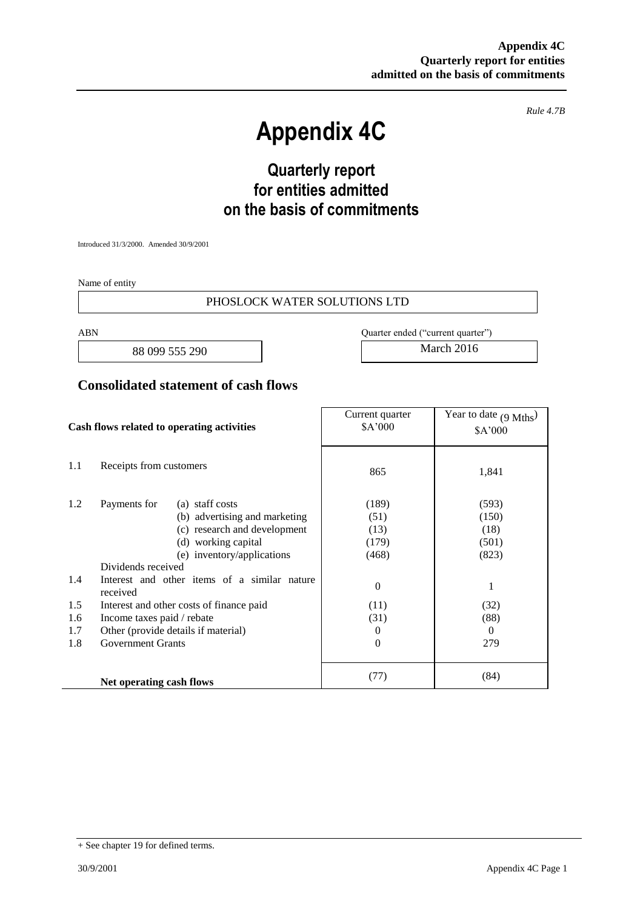*Rule 4.7B*

# Appendix 4C

## Quarterly report for entities admitted on the basis of commitments

Introduced 31/3/2000. Amended 30/9/2001

Name of entity

PHOSLOCK WATER SOLUTIONS LTD

| ABN | Quarter ended ("current quarter") |
|---|---|
| 88 099 555 290 | March 2016 |

## Consolidated statement of cash flows

| | Cash flows related to operating activities | | Current quarter $A'000 | Year to date (9 Mths) $A'000 |
|---|---|---|---|---|
| 1.1 | Receipts from customers | | 865 | 1,841 |
| 1.2 | Payments for | (a) staff costs | (189) | (593) |
| | | (b) advertising and marketing | (51) | (150) |
| | | (c) research and development | (13) | (18) |
| | | (d) working capital | (179) | (501) |
| | | (e) inventory/applications | (468) | (823) |
| | Dividends received | | | |
| 1.4 | Interest and other items of a similar nature received | | 0 | 1 |
| 1.5 | Interest and other costs of finance paid | | (11) | (32) |
| 1.6 | Income taxes paid / rebate | | (31) | (88) |
| 1.7 | Other (provide details if material) | | 0 | 0 |
| 1.8 | Government Grants | | 0 | 279 |
| | **Net operating cash flows** | | (77) | (84) |

+ See chapter 19 for defined terms.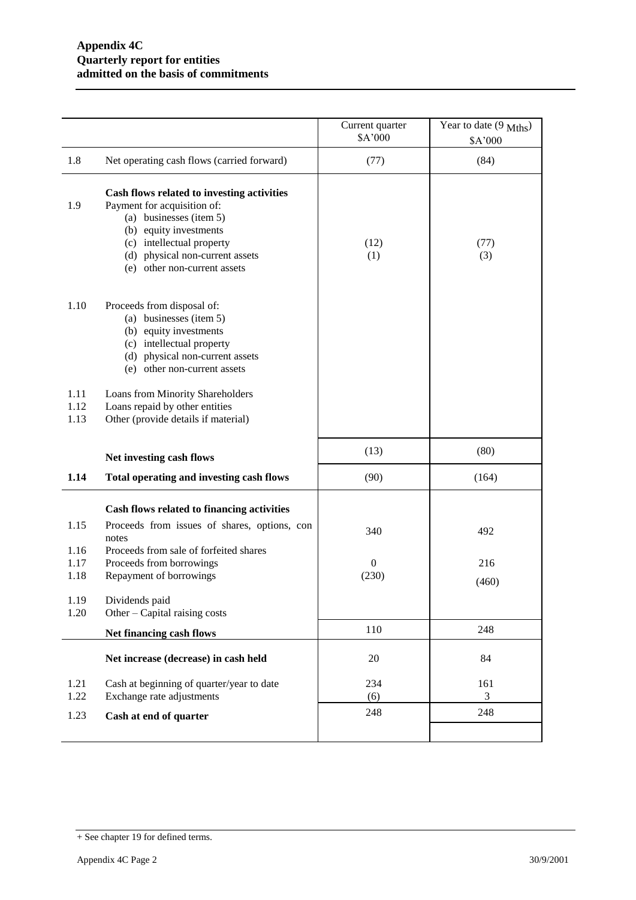**Appendix 4C**
**Quarterly report for entities admitted on the basis of commitments**

| | | Current quarter $A'000 | Year to date (9 Mths) $A'000 |
|---|---|---|---|
| 1.8 | Net operating cash flows (carried forward) | (77) | (84) |
| | **Cash flows related to investing activities** | | |
| 1.9 | Payment for acquisition of: | | |
| | (a) businesses (item 5) | | |
| | (b) equity investments | | |
| | (c) intellectual property | (12) | (77) |
| | (d) physical non-current assets | (1) | (3) |
| | (e) other non-current assets | | |
| 1.10 | Proceeds from disposal of: | | |
| | (a) businesses (item 5) | | |
| | (b) equity investments | | |
| | (c) intellectual property | | |
| | (d) physical non-current assets | | |
| | (e) other non-current assets | | |
| 1.11 | Loans from Minority Shareholders | | |
| 1.12 | Loans repaid by other entities | | |
| 1.13 | Other (provide details if material) | | |
| | **Net investing cash flows** | (13) | (80) |
| **1.14** | **Total operating and investing cash flows** | (90) | (164) |
| | **Cash flows related to financing activities** | | |
| 1.15 | Proceeds from issues of shares, options, con notes | 340 | 492 |
| 1.16 | Proceeds from sale of forfeited shares | | |
| 1.17 | Proceeds from borrowings | 0 | 216 |
| 1.18 | Repayment of borrowings | (230) | (460) |
| 1.19 | Dividends paid | | |
| 1.20 | Other – Capital raising costs | | |
| | **Net financing cash flows** | 110 | 248 |
| | **Net increase (decrease) in cash held** | 20 | 84 |
| 1.21 | Cash at beginning of quarter/year to date | 234 | 161 |
| 1.22 | Exchange rate adjustments | (6) | 3 |
| 1.23 | **Cash at end of quarter** | 248 | 248 |

+ See chapter 19 for defined terms.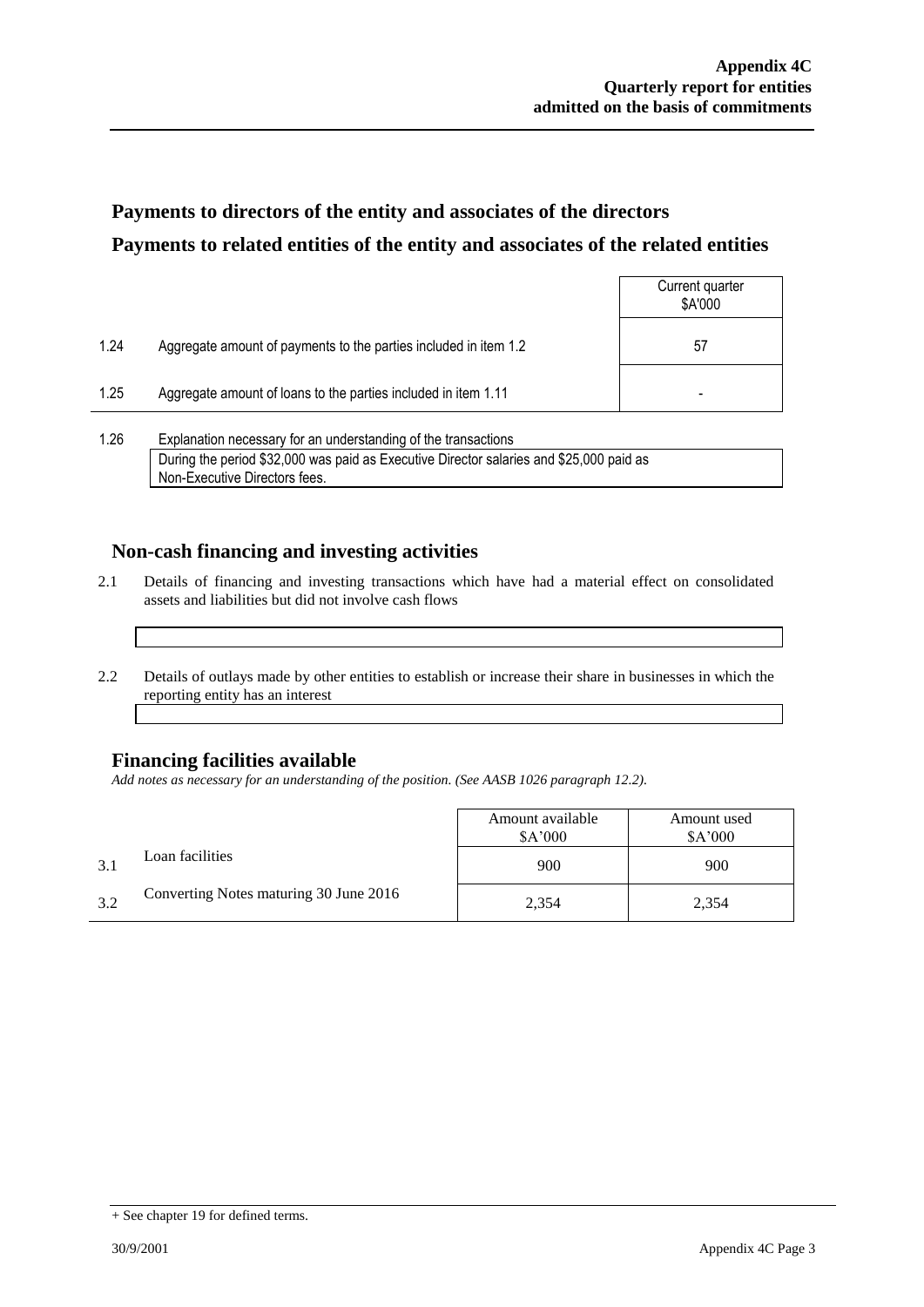## Payments to directors of the entity and associates of the directors

## Payments to related entities of the entity and associates of the related entities

| | | Current quarter $A'000 |
|---|---|---|
| 1.24 | Aggregate amount of payments to the parties included in item 1.2 | 57 |
| 1.25 | Aggregate amount of loans to the parties included in item 1.11 | - |

1.26 Explanation necessary for an understanding of the transactions

During the period $32,000 was paid as Executive Director salaries and $25,000 paid as Non-Executive Directors fees.

## Non-cash financing and investing activities

2.1 Details of financing and investing transactions which have had a material effect on consolidated assets and liabilities but did not involve cash flows

2.2 Details of outlays made by other entities to establish or increase their share in businesses in which the reporting entity has an interest

## Financing facilities available

*Add notes as necessary for an understanding of the position. (See AASB 1026 paragraph 12.2).*

| | | Amount available $A'000 | Amount used $A'000 |
|---|---|---|---|
| 3.1 | Loan facilities | 900 | 900 |
| 3.2 | Converting Notes maturing 30 June 2016 | 2,354 | 2,354 |

+ See chapter 19 for defined terms.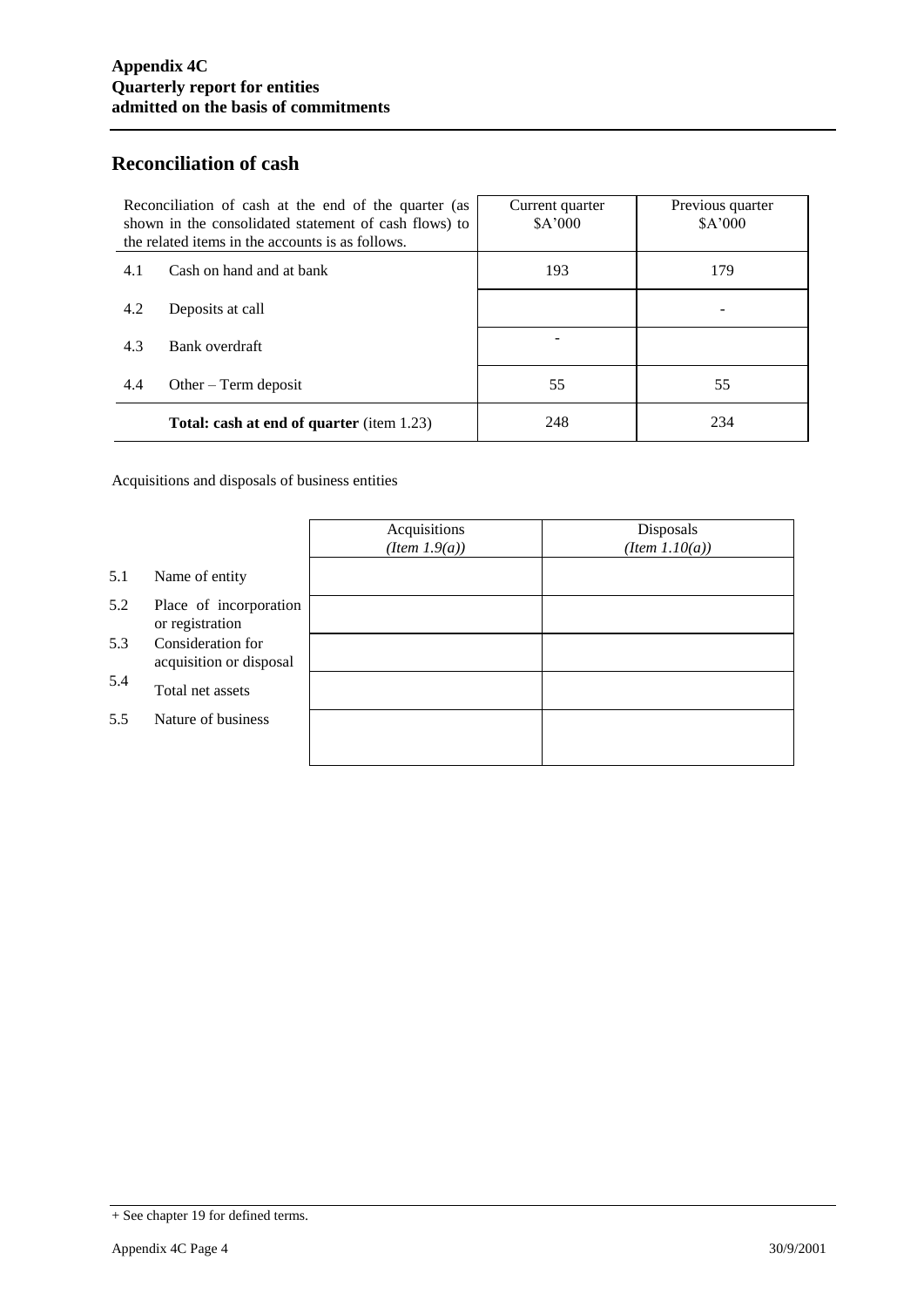## Reconciliation of cash

| Reconciliation of cash at the end of the quarter (as shown in the consolidated statement of cash flows) to the related items in the accounts is as follows. | | Current quarter $A'000 | Previous quarter $A'000 |
|---|---|---|---|
| 4.1 | Cash on hand and at bank | 193 | 179 |
| 4.2 | Deposits at call | | - |
| 4.3 | Bank overdraft | - | |
| 4.4 | Other – Term deposit | 55 | 55 |
| | **Total: cash at end of quarter** (item 1.23) | 248 | 234 |

Acquisitions and disposals of business entities

| | | Acquisitions *(Item 1.9(a))* | Disposals *(Item 1.10(a))* |
|---|---|---|---|
| 5.1 | Name of entity | | |
| 5.2 | Place of incorporation or registration | | |
| 5.3 | Consideration for acquisition or disposal | | |
| 5.4 | Total net assets | | |
| 5.5 | Nature of business | | |

+ See chapter 19 for defined terms.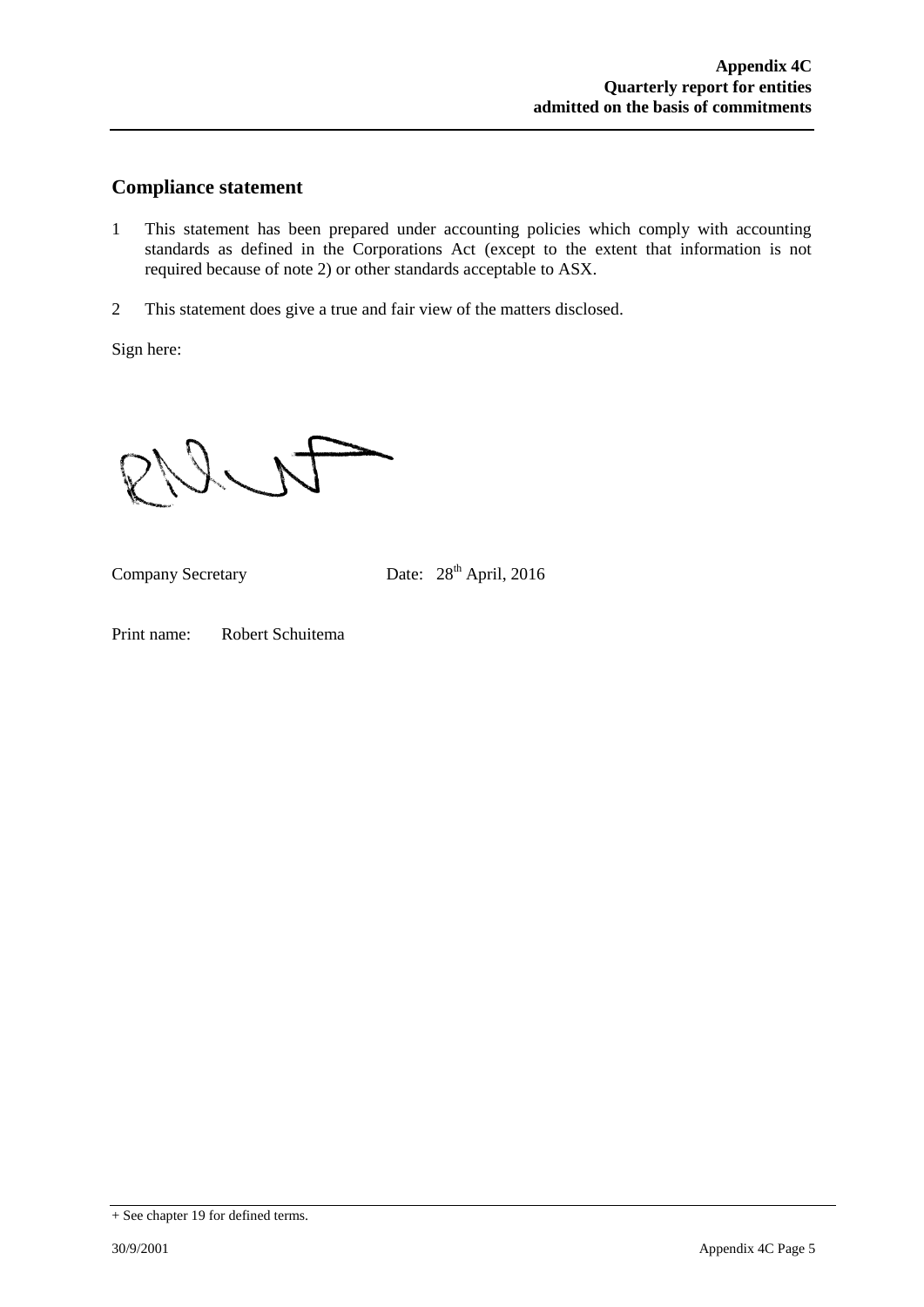## Compliance statement

1. This statement has been prepared under accounting policies which comply with accounting standards as defined in the Corporations Act (except to the extent that information is not required because of note 2) or other standards acceptable to ASX.

2. This statement does give a true and fair view of the matters disclosed.

Sign here:

Company Secretary     Date: 28th April, 2016

Print name:     Robert Schuitema

+ See chapter 19 for defined terms.